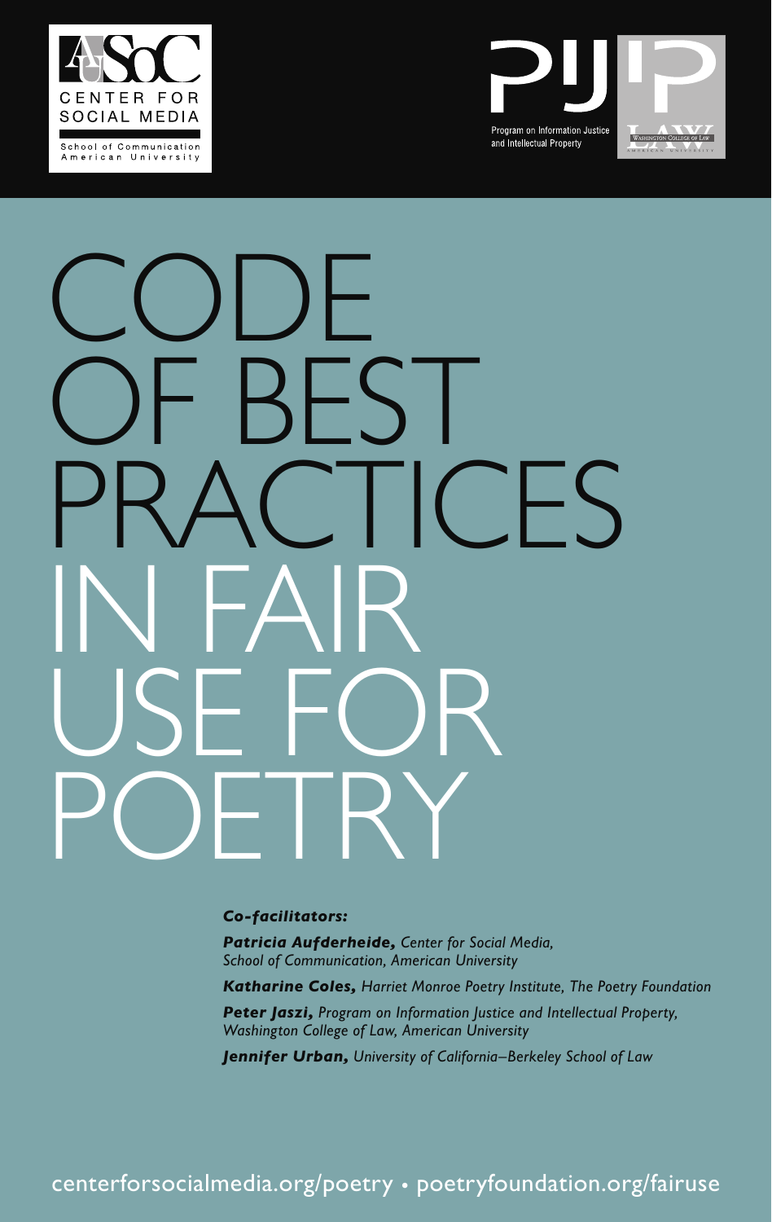CENTER FOR SOCIAL MEDIA

School of Communication
American University

Program on Information Justice and Intellectual Property

Washington College of Law
American University

# CODE OF BEST PRACTICES IN FAIR USE FOR POETRY

***Co-facilitators:***

***Patricia Aufderheide,*** *Center for Social Media, School of Communication, American University*

***Katharine Coles,*** *Harriet Monroe Poetry Institute, The Poetry Foundation*

***Peter Jaszi,*** *Program on Information Justice and Intellectual Property, Washington College of Law, American University*

***Jennifer Urban,*** *University of California–Berkeley School of Law*

centerforsocialmedia.org/poetry • poetryfoundation.org/fairuse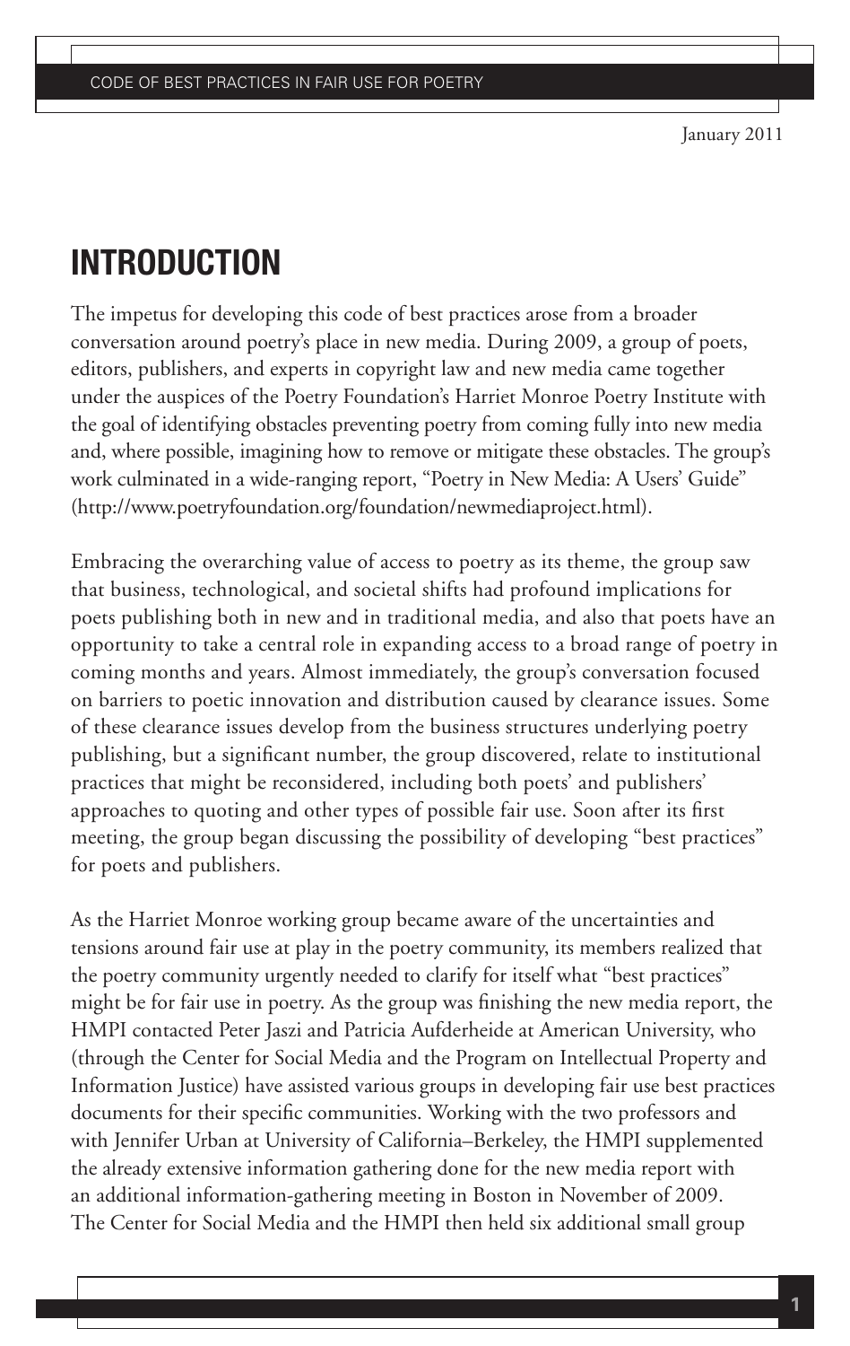January 2011

# INTRODUCTION

The impetus for developing this code of best practices arose from a broader conversation around poetry's place in new media. During 2009, a group of poets, editors, publishers, and experts in copyright law and new media came together under the auspices of the Poetry Foundation's Harriet Monroe Poetry Institute with the goal of identifying obstacles preventing poetry from coming fully into new media and, where possible, imagining how to remove or mitigate these obstacles. The group's work culminated in a wide-ranging report, "Poetry in New Media: A Users' Guide" (http://www.poetryfoundation.org/foundation/newmediaproject.html).

Embracing the overarching value of access to poetry as its theme, the group saw that business, technological, and societal shifts had profound implications for poets publishing both in new and in traditional media, and also that poets have an opportunity to take a central role in expanding access to a broad range of poetry in coming months and years. Almost immediately, the group's conversation focused on barriers to poetic innovation and distribution caused by clearance issues. Some of these clearance issues develop from the business structures underlying poetry publishing, but a significant number, the group discovered, relate to institutional practices that might be reconsidered, including both poets' and publishers' approaches to quoting and other types of possible fair use. Soon after its first meeting, the group began discussing the possibility of developing "best practices" for poets and publishers.

As the Harriet Monroe working group became aware of the uncertainties and tensions around fair use at play in the poetry community, its members realized that the poetry community urgently needed to clarify for itself what "best practices" might be for fair use in poetry. As the group was finishing the new media report, the HMPI contacted Peter Jaszi and Patricia Aufderheide at American University, who (through the Center for Social Media and the Program on Intellectual Property and Information Justice) have assisted various groups in developing fair use best practices documents for their specific communities. Working with the two professors and with Jennifer Urban at University of California–Berkeley, the HMPI supplemented the already extensive information gathering done for the new media report with an additional information-gathering meeting in Boston in November of 2009. The Center for Social Media and the HMPI then held six additional small group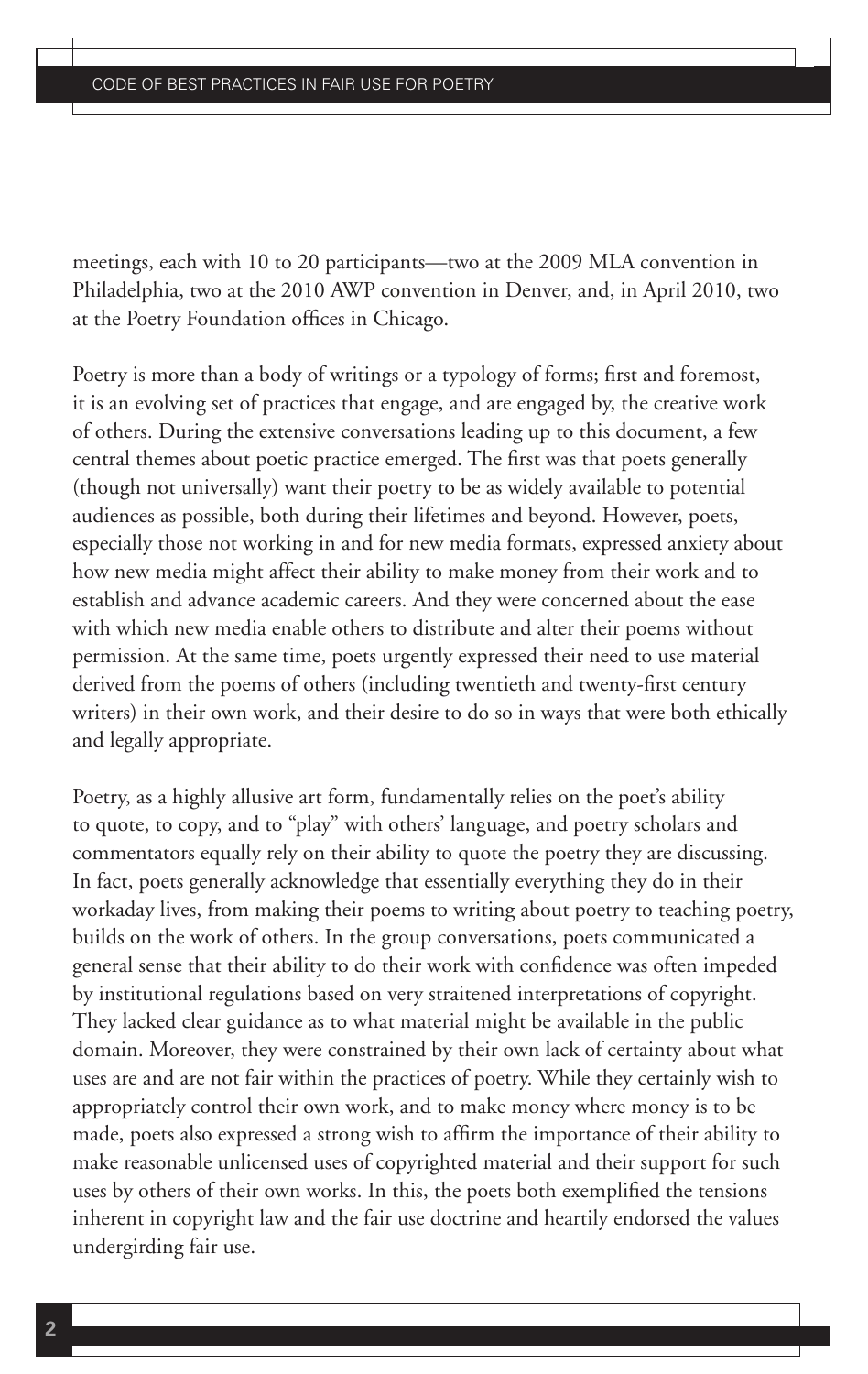meetings, each with 10 to 20 participants—two at the 2009 MLA convention in Philadelphia, two at the 2010 AWP convention in Denver, and, in April 2010, two at the Poetry Foundation offices in Chicago.

Poetry is more than a body of writings or a typology of forms; first and foremost, it is an evolving set of practices that engage, and are engaged by, the creative work of others. During the extensive conversations leading up to this document, a few central themes about poetic practice emerged. The first was that poets generally (though not universally) want their poetry to be as widely available to potential audiences as possible, both during their lifetimes and beyond. However, poets, especially those not working in and for new media formats, expressed anxiety about how new media might affect their ability to make money from their work and to establish and advance academic careers. And they were concerned about the ease with which new media enable others to distribute and alter their poems without permission. At the same time, poets urgently expressed their need to use material derived from the poems of others (including twentieth and twenty-first century writers) in their own work, and their desire to do so in ways that were both ethically and legally appropriate.

Poetry, as a highly allusive art form, fundamentally relies on the poet's ability to quote, to copy, and to "play" with others' language, and poetry scholars and commentators equally rely on their ability to quote the poetry they are discussing. In fact, poets generally acknowledge that essentially everything they do in their workaday lives, from making their poems to writing about poetry to teaching poetry, builds on the work of others. In the group conversations, poets communicated a general sense that their ability to do their work with confidence was often impeded by institutional regulations based on very straitened interpretations of copyright. They lacked clear guidance as to what material might be available in the public domain. Moreover, they were constrained by their own lack of certainty about what uses are and are not fair within the practices of poetry. While they certainly wish to appropriately control their own work, and to make money where money is to be made, poets also expressed a strong wish to affirm the importance of their ability to make reasonable unlicensed uses of copyrighted material and their support for such uses by others of their own works. In this, the poets both exemplified the tensions inherent in copyright law and the fair use doctrine and heartily endorsed the values undergirding fair use.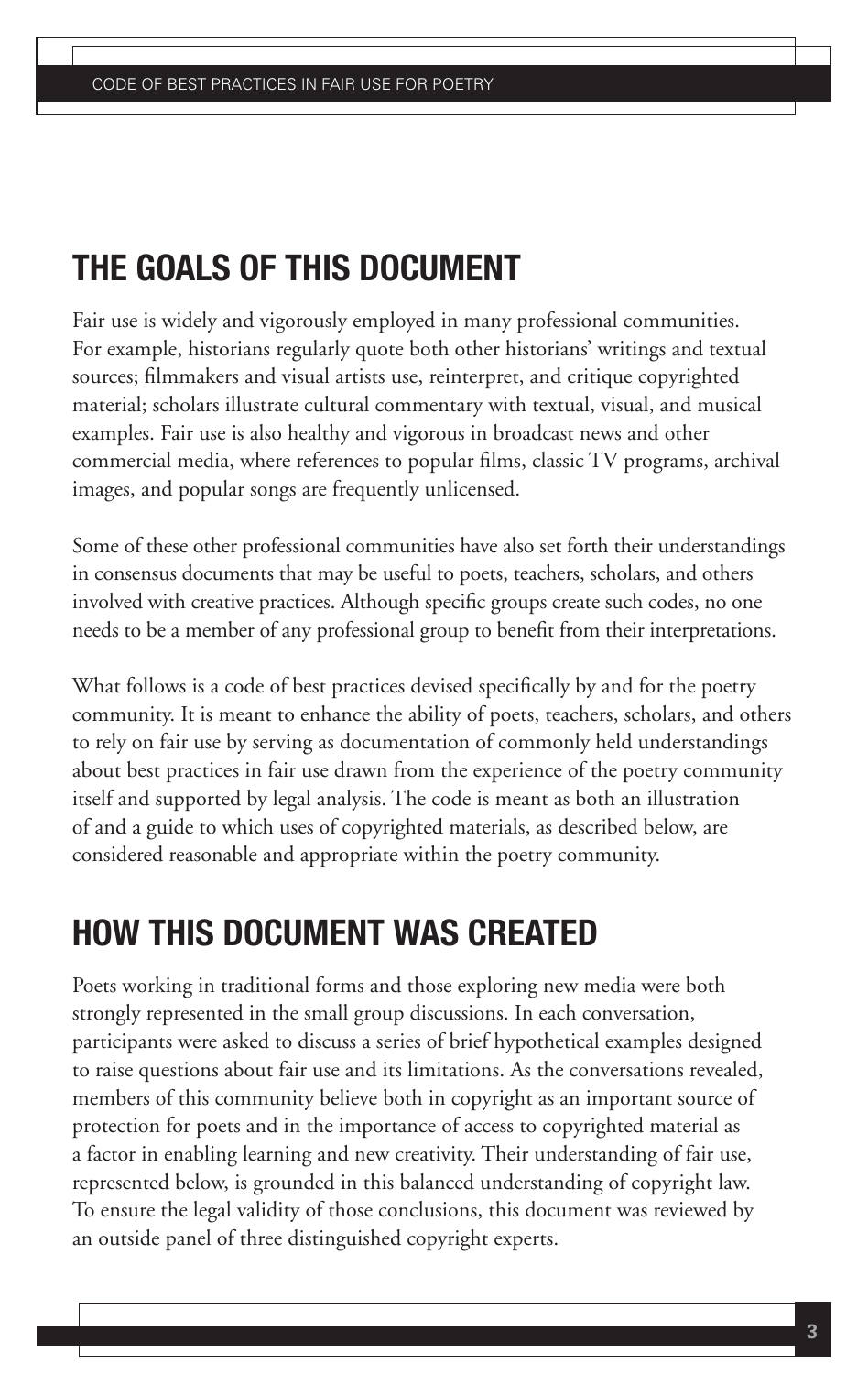## THE GOALS OF THIS DOCUMENT

Fair use is widely and vigorously employed in many professional communities. For example, historians regularly quote both other historians' writings and textual sources; filmmakers and visual artists use, reinterpret, and critique copyrighted material; scholars illustrate cultural commentary with textual, visual, and musical examples. Fair use is also healthy and vigorous in broadcast news and other commercial media, where references to popular films, classic TV programs, archival images, and popular songs are frequently unlicensed.

Some of these other professional communities have also set forth their understandings in consensus documents that may be useful to poets, teachers, scholars, and others involved with creative practices. Although specific groups create such codes, no one needs to be a member of any professional group to benefit from their interpretations.

What follows is a code of best practices devised specifically by and for the poetry community. It is meant to enhance the ability of poets, teachers, scholars, and others to rely on fair use by serving as documentation of commonly held understandings about best practices in fair use drawn from the experience of the poetry community itself and supported by legal analysis. The code is meant as both an illustration of and a guide to which uses of copyrighted materials, as described below, are considered reasonable and appropriate within the poetry community.

## HOW THIS DOCUMENT WAS CREATED

Poets working in traditional forms and those exploring new media were both strongly represented in the small group discussions. In each conversation, participants were asked to discuss a series of brief hypothetical examples designed to raise questions about fair use and its limitations. As the conversations revealed, members of this community believe both in copyright as an important source of protection for poets and in the importance of access to copyrighted material as a factor in enabling learning and new creativity. Their understanding of fair use, represented below, is grounded in this balanced understanding of copyright law. To ensure the legal validity of those conclusions, this document was reviewed by an outside panel of three distinguished copyright experts.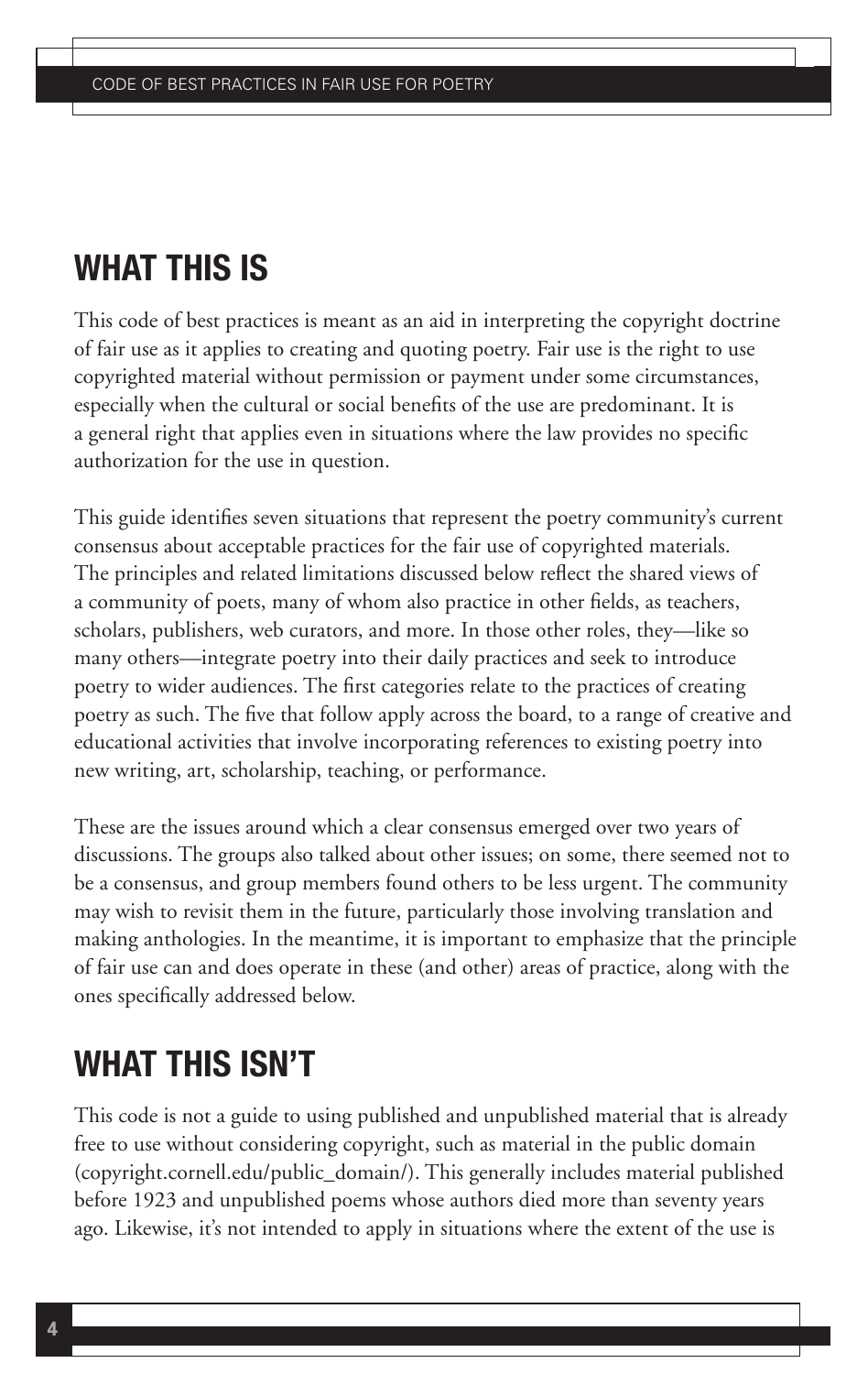## WHAT THIS IS

This code of best practices is meant as an aid in interpreting the copyright doctrine of fair use as it applies to creating and quoting poetry. Fair use is the right to use copyrighted material without permission or payment under some circumstances, especially when the cultural or social benefits of the use are predominant. It is a general right that applies even in situations where the law provides no specific authorization for the use in question.

This guide identifies seven situations that represent the poetry community's current consensus about acceptable practices for the fair use of copyrighted materials. The principles and related limitations discussed below reflect the shared views of a community of poets, many of whom also practice in other fields, as teachers, scholars, publishers, web curators, and more. In those other roles, they—like so many others—integrate poetry into their daily practices and seek to introduce poetry to wider audiences. The first categories relate to the practices of creating poetry as such. The five that follow apply across the board, to a range of creative and educational activities that involve incorporating references to existing poetry into new writing, art, scholarship, teaching, or performance.

These are the issues around which a clear consensus emerged over two years of discussions. The groups also talked about other issues; on some, there seemed not to be a consensus, and group members found others to be less urgent. The community may wish to revisit them in the future, particularly those involving translation and making anthologies. In the meantime, it is important to emphasize that the principle of fair use can and does operate in these (and other) areas of practice, along with the ones specifically addressed below.

## WHAT THIS ISN'T

This code is not a guide to using published and unpublished material that is already free to use without considering copyright, such as material in the public domain (copyright.cornell.edu/public_domain/). This generally includes material published before 1923 and unpublished poems whose authors died more than seventy years ago. Likewise, it's not intended to apply in situations where the extent of the use is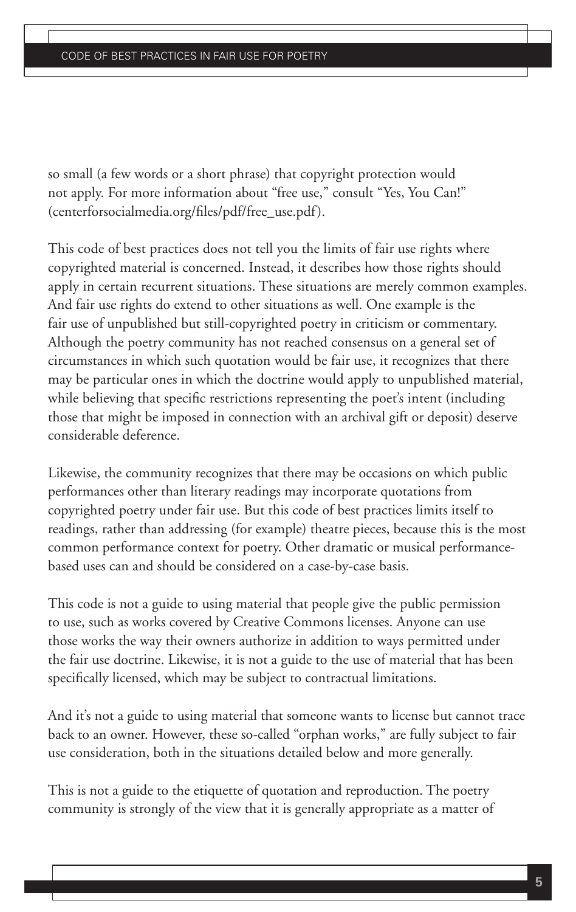so small (a few words or a short phrase) that copyright protection would not apply. For more information about "free use," consult "Yes, You Can!" (centerforsocialmedia.org/files/pdf/free_use.pdf).

This code of best practices does not tell you the limits of fair use rights where copyrighted material is concerned. Instead, it describes how those rights should apply in certain recurrent situations. These situations are merely common examples. And fair use rights do extend to other situations as well. One example is the fair use of unpublished but still-copyrighted poetry in criticism or commentary. Although the poetry community has not reached consensus on a general set of circumstances in which such quotation would be fair use, it recognizes that there may be particular ones in which the doctrine would apply to unpublished material, while believing that specific restrictions representing the poet's intent (including those that might be imposed in connection with an archival gift or deposit) deserve considerable deference.

Likewise, the community recognizes that there may be occasions on which public performances other than literary readings may incorporate quotations from copyrighted poetry under fair use. But this code of best practices limits itself to readings, rather than addressing (for example) theatre pieces, because this is the most common performance context for poetry. Other dramatic or musical performance-based uses can and should be considered on a case-by-case basis.

This code is not a guide to using material that people give the public permission to use, such as works covered by Creative Commons licenses. Anyone can use those works the way their owners authorize in addition to ways permitted under the fair use doctrine. Likewise, it is not a guide to the use of material that has been specifically licensed, which may be subject to contractual limitations.

And it's not a guide to using material that someone wants to license but cannot trace back to an owner. However, these so-called "orphan works," are fully subject to fair use consideration, both in the situations detailed below and more generally.

This is not a guide to the etiquette of quotation and reproduction. The poetry community is strongly of the view that it is generally appropriate as a matter of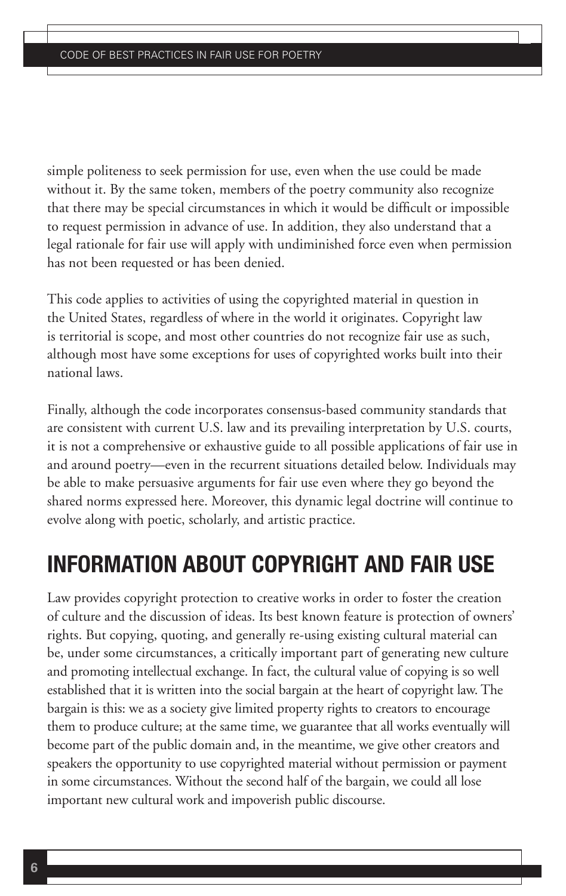simple politeness to seek permission for use, even when the use could be made without it. By the same token, members of the poetry community also recognize that there may be special circumstances in which it would be difficult or impossible to request permission in advance of use. In addition, they also understand that a legal rationale for fair use will apply with undiminished force even when permission has not been requested or has been denied.

This code applies to activities of using the copyrighted material in question in the United States, regardless of where in the world it originates. Copyright law is territorial is scope, and most other countries do not recognize fair use as such, although most have some exceptions for uses of copyrighted works built into their national laws.

Finally, although the code incorporates consensus-based community standards that are consistent with current U.S. law and its prevailing interpretation by U.S. courts, it is not a comprehensive or exhaustive guide to all possible applications of fair use in and around poetry—even in the recurrent situations detailed below. Individuals may be able to make persuasive arguments for fair use even where they go beyond the shared norms expressed here. Moreover, this dynamic legal doctrine will continue to evolve along with poetic, scholarly, and artistic practice.

## INFORMATION ABOUT COPYRIGHT AND FAIR USE

Law provides copyright protection to creative works in order to foster the creation of culture and the discussion of ideas. Its best known feature is protection of owners' rights. But copying, quoting, and generally re-using existing cultural material can be, under some circumstances, a critically important part of generating new culture and promoting intellectual exchange. In fact, the cultural value of copying is so well established that it is written into the social bargain at the heart of copyright law. The bargain is this: we as a society give limited property rights to creators to encourage them to produce culture; at the same time, we guarantee that all works eventually will become part of the public domain and, in the meantime, we give other creators and speakers the opportunity to use copyrighted material without permission or payment in some circumstances. Without the second half of the bargain, we could all lose important new cultural work and impoverish public discourse.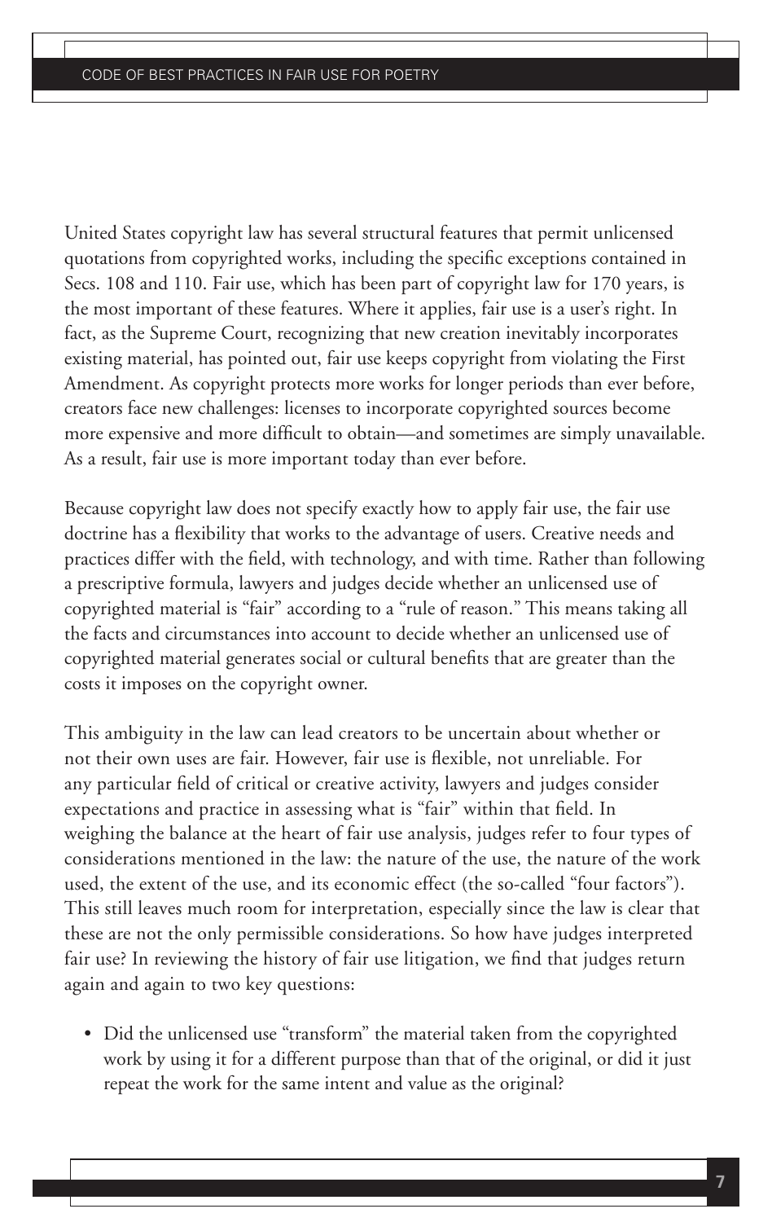United States copyright law has several structural features that permit unlicensed quotations from copyrighted works, including the specific exceptions contained in Secs. 108 and 110. Fair use, which has been part of copyright law for 170 years, is the most important of these features. Where it applies, fair use is a user's right. In fact, as the Supreme Court, recognizing that new creation inevitably incorporates existing material, has pointed out, fair use keeps copyright from violating the First Amendment. As copyright protects more works for longer periods than ever before, creators face new challenges: licenses to incorporate copyrighted sources become more expensive and more difficult to obtain—and sometimes are simply unavailable. As a result, fair use is more important today than ever before.

Because copyright law does not specify exactly how to apply fair use, the fair use doctrine has a flexibility that works to the advantage of users. Creative needs and practices differ with the field, with technology, and with time. Rather than following a prescriptive formula, lawyers and judges decide whether an unlicensed use of copyrighted material is "fair" according to a "rule of reason." This means taking all the facts and circumstances into account to decide whether an unlicensed use of copyrighted material generates social or cultural benefits that are greater than the costs it imposes on the copyright owner.

This ambiguity in the law can lead creators to be uncertain about whether or not their own uses are fair. However, fair use is flexible, not unreliable. For any particular field of critical or creative activity, lawyers and judges consider expectations and practice in assessing what is "fair" within that field. In weighing the balance at the heart of fair use analysis, judges refer to four types of considerations mentioned in the law: the nature of the use, the nature of the work used, the extent of the use, and its economic effect (the so-called "four factors"). This still leaves much room for interpretation, especially since the law is clear that these are not the only permissible considerations. So how have judges interpreted fair use? In reviewing the history of fair use litigation, we find that judges return again and again to two key questions:

- Did the unlicensed use "transform" the material taken from the copyrighted work by using it for a different purpose than that of the original, or did it just repeat the work for the same intent and value as the original?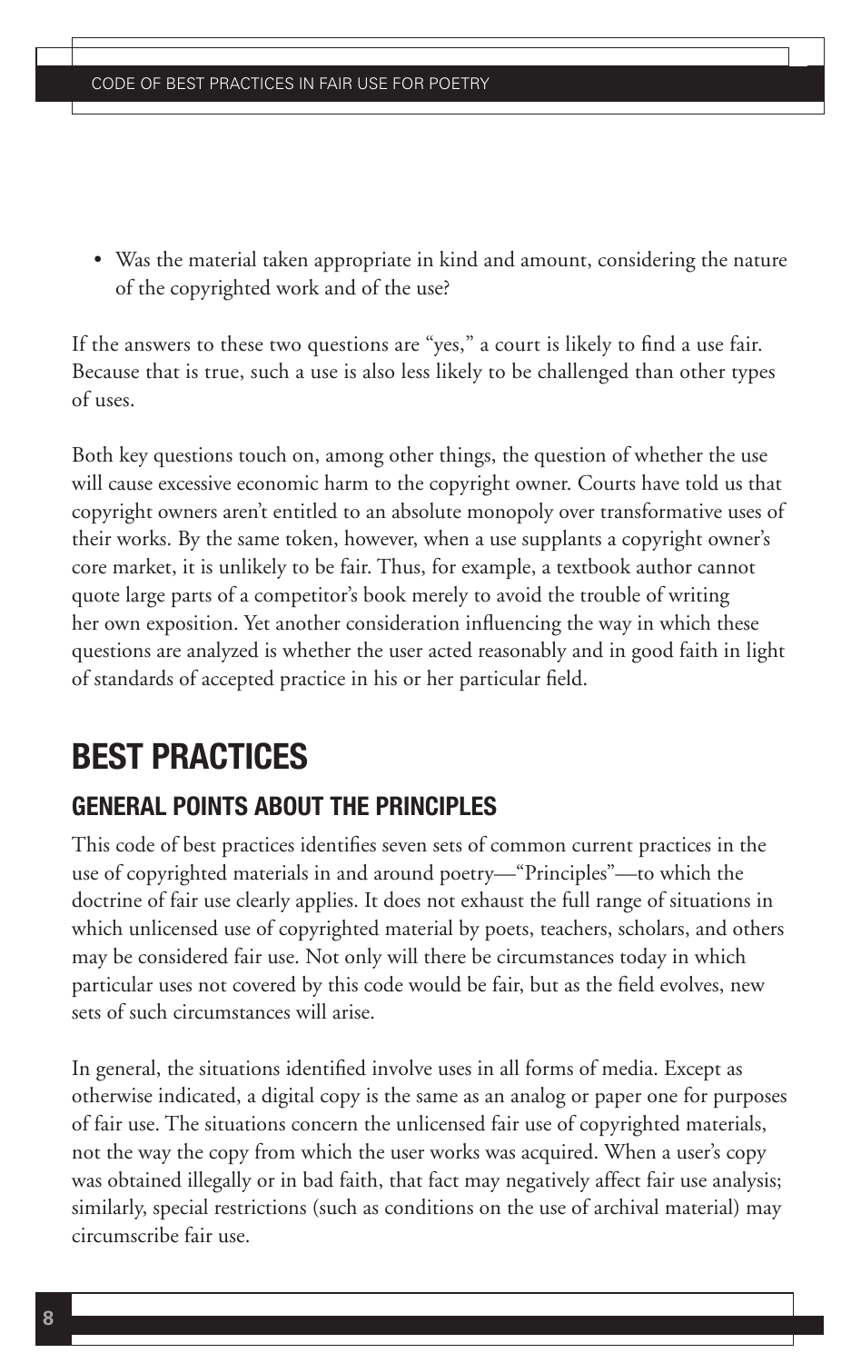- Was the material taken appropriate in kind and amount, considering the nature of the copyrighted work and of the use?

If the answers to these two questions are "yes," a court is likely to find a use fair. Because that is true, such a use is also less likely to be challenged than other types of uses.

Both key questions touch on, among other things, the question of whether the use will cause excessive economic harm to the copyright owner. Courts have told us that copyright owners aren't entitled to an absolute monopoly over transformative uses of their works. By the same token, however, when a use supplants a copyright owner's core market, it is unlikely to be fair. Thus, for example, a textbook author cannot quote large parts of a competitor's book merely to avoid the trouble of writing her own exposition. Yet another consideration influencing the way in which these questions are analyzed is whether the user acted reasonably and in good faith in light of standards of accepted practice in his or her particular field.

# BEST PRACTICES

## GENERAL POINTS ABOUT THE PRINCIPLES

This code of best practices identifies seven sets of common current practices in the use of copyrighted materials in and around poetry—"Principles"—to which the doctrine of fair use clearly applies. It does not exhaust the full range of situations in which unlicensed use of copyrighted material by poets, teachers, scholars, and others may be considered fair use. Not only will there be circumstances today in which particular uses not covered by this code would be fair, but as the field evolves, new sets of such circumstances will arise.

In general, the situations identified involve uses in all forms of media. Except as otherwise indicated, a digital copy is the same as an analog or paper one for purposes of fair use. The situations concern the unlicensed fair use of copyrighted materials, not the way the copy from which the user works was acquired. When a user's copy was obtained illegally or in bad faith, that fact may negatively affect fair use analysis; similarly, special restrictions (such as conditions on the use of archival material) may circumscribe fair use.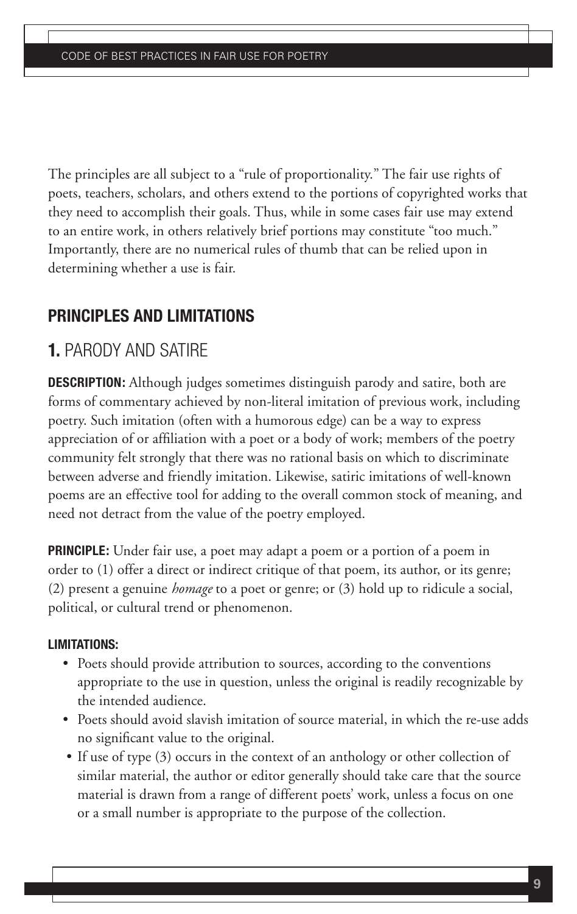The principles are all subject to a "rule of proportionality." The fair use rights of poets, teachers, scholars, and others extend to the portions of copyrighted works that they need to accomplish their goals. Thus, while in some cases fair use may extend to an entire work, in others relatively brief portions may constitute "too much." Importantly, there are no numerical rules of thumb that can be relied upon in determining whether a use is fair.

## PRINCIPLES AND LIMITATIONS

### 1. PARODY AND SATIRE

**DESCRIPTION:** Although judges sometimes distinguish parody and satire, both are forms of commentary achieved by non-literal imitation of previous work, including poetry. Such imitation (often with a humorous edge) can be a way to express appreciation of or affiliation with a poet or a body of work; members of the poetry community felt strongly that there was no rational basis on which to discriminate between adverse and friendly imitation. Likewise, satiric imitations of well-known poems are an effective tool for adding to the overall common stock of meaning, and need not detract from the value of the poetry employed.

**PRINCIPLE:** Under fair use, a poet may adapt a poem or a portion of a poem in order to (1) offer a direct or indirect critique of that poem, its author, or its genre; (2) present a genuine *homage* to a poet or genre; or (3) hold up to ridicule a social, political, or cultural trend or phenomenon.

**LIMITATIONS:**

- Poets should provide attribution to sources, according to the conventions appropriate to the use in question, unless the original is readily recognizable by the intended audience.
- Poets should avoid slavish imitation of source material, in which the re-use adds no significant value to the original.
- If use of type (3) occurs in the context of an anthology or other collection of similar material, the author or editor generally should take care that the source material is drawn from a range of different poets' work, unless a focus on one or a small number is appropriate to the purpose of the collection.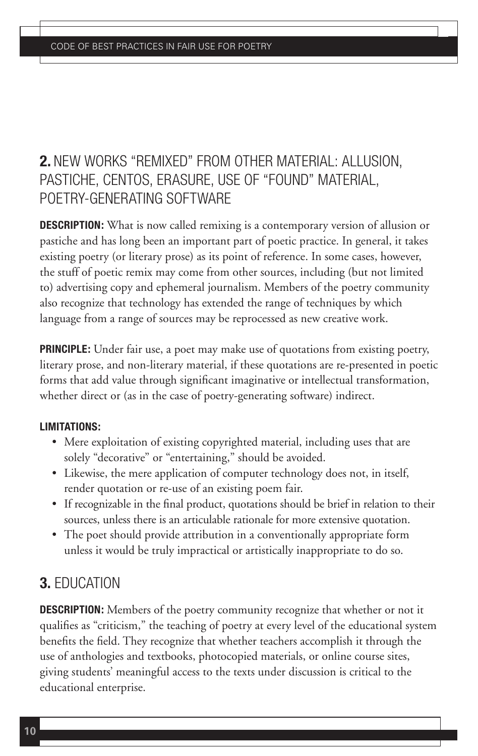## 2. NEW WORKS "REMIXED" FROM OTHER MATERIAL: ALLUSION, PASTICHE, CENTOS, ERASURE, USE OF "FOUND" MATERIAL, POETRY-GENERATING SOFTWARE

**DESCRIPTION:** What is now called remixing is a contemporary version of allusion or pastiche and has long been an important part of poetic practice. In general, it takes existing poetry (or literary prose) as its point of reference. In some cases, however, the stuff of poetic remix may come from other sources, including (but not limited to) advertising copy and ephemeral journalism. Members of the poetry community also recognize that technology has extended the range of techniques by which language from a range of sources may be reprocessed as new creative work.

**PRINCIPLE:** Under fair use, a poet may make use of quotations from existing poetry, literary prose, and non-literary material, if these quotations are re-presented in poetic forms that add value through significant imaginative or intellectual transformation, whether direct or (as in the case of poetry-generating software) indirect.

**LIMITATIONS:**

- Mere exploitation of existing copyrighted material, including uses that are solely "decorative" or "entertaining," should be avoided.
- Likewise, the mere application of computer technology does not, in itself, render quotation or re-use of an existing poem fair.
- If recognizable in the final product, quotations should be brief in relation to their sources, unless there is an articulable rationale for more extensive quotation.
- The poet should provide attribution in a conventionally appropriate form unless it would be truly impractical or artistically inappropriate to do so.

## 3. EDUCATION

**DESCRIPTION:** Members of the poetry community recognize that whether or not it qualifies as "criticism," the teaching of poetry at every level of the educational system benefits the field. They recognize that whether teachers accomplish it through the use of anthologies and textbooks, photocopied materials, or online course sites, giving students' meaningful access to the texts under discussion is critical to the educational enterprise.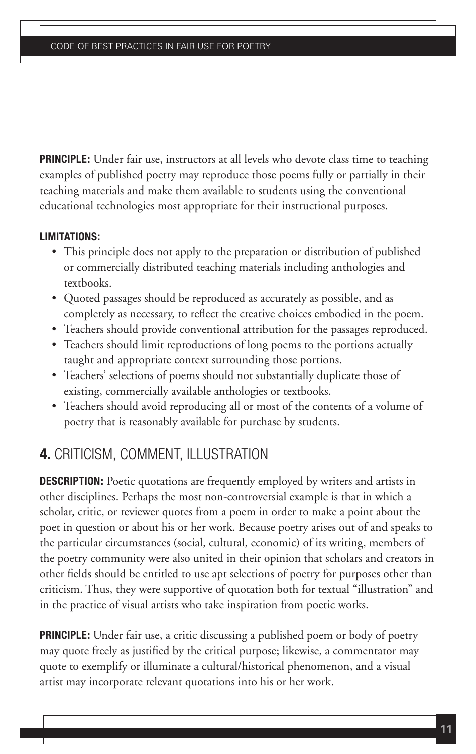**PRINCIPLE:** Under fair use, instructors at all levels who devote class time to teaching examples of published poetry may reproduce those poems fully or partially in their teaching materials and make them available to students using the conventional educational technologies most appropriate for their instructional purposes.

**LIMITATIONS:**

- This principle does not apply to the preparation or distribution of published or commercially distributed teaching materials including anthologies and textbooks.
- Quoted passages should be reproduced as accurately as possible, and as completely as necessary, to reflect the creative choices embodied in the poem.
- Teachers should provide conventional attribution for the passages reproduced.
- Teachers should limit reproductions of long poems to the portions actually taught and appropriate context surrounding those portions.
- Teachers' selections of poems should not substantially duplicate those of existing, commercially available anthologies or textbooks.
- Teachers should avoid reproducing all or most of the contents of a volume of poetry that is reasonably available for purchase by students.

## 4. CRITICISM, COMMENT, ILLUSTRATION

**DESCRIPTION:** Poetic quotations are frequently employed by writers and artists in other disciplines. Perhaps the most non-controversial example is that in which a scholar, critic, or reviewer quotes from a poem in order to make a point about the poet in question or about his or her work. Because poetry arises out of and speaks to the particular circumstances (social, cultural, economic) of its writing, members of the poetry community were also united in their opinion that scholars and creators in other fields should be entitled to use apt selections of poetry for purposes other than criticism. Thus, they were supportive of quotation both for textual "illustration" and in the practice of visual artists who take inspiration from poetic works.

**PRINCIPLE:** Under fair use, a critic discussing a published poem or body of poetry may quote freely as justified by the critical purpose; likewise, a commentator may quote to exemplify or illuminate a cultural/historical phenomenon, and a visual artist may incorporate relevant quotations into his or her work.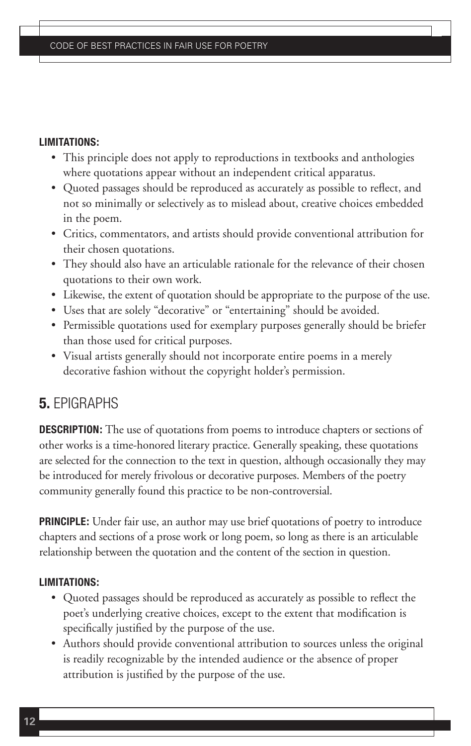**LIMITATIONS:**

- This principle does not apply to reproductions in textbooks and anthologies where quotations appear without an independent critical apparatus.
- Quoted passages should be reproduced as accurately as possible to reflect, and not so minimally or selectively as to mislead about, creative choices embedded in the poem.
- Critics, commentators, and artists should provide conventional attribution for their chosen quotations.
- They should also have an articulable rationale for the relevance of their chosen quotations to their own work.
- Likewise, the extent of quotation should be appropriate to the purpose of the use.
- Uses that are solely "decorative" or "entertaining" should be avoided.
- Permissible quotations used for exemplary purposes generally should be briefer than those used for critical purposes.
- Visual artists generally should not incorporate entire poems in a merely decorative fashion without the copyright holder's permission.

## **5.** EPIGRAPHS

**DESCRIPTION:** The use of quotations from poems to introduce chapters or sections of other works is a time-honored literary practice. Generally speaking, these quotations are selected for the connection to the text in question, although occasionally they may be introduced for merely frivolous or decorative purposes. Members of the poetry community generally found this practice to be non-controversial.

**PRINCIPLE:** Under fair use, an author may use brief quotations of poetry to introduce chapters and sections of a prose work or long poem, so long as there is an articulable relationship between the quotation and the content of the section in question.

**LIMITATIONS:**

- Quoted passages should be reproduced as accurately as possible to reflect the poet's underlying creative choices, except to the extent that modification is specifically justified by the purpose of the use.
- Authors should provide conventional attribution to sources unless the original is readily recognizable by the intended audience or the absence of proper attribution is justified by the purpose of the use.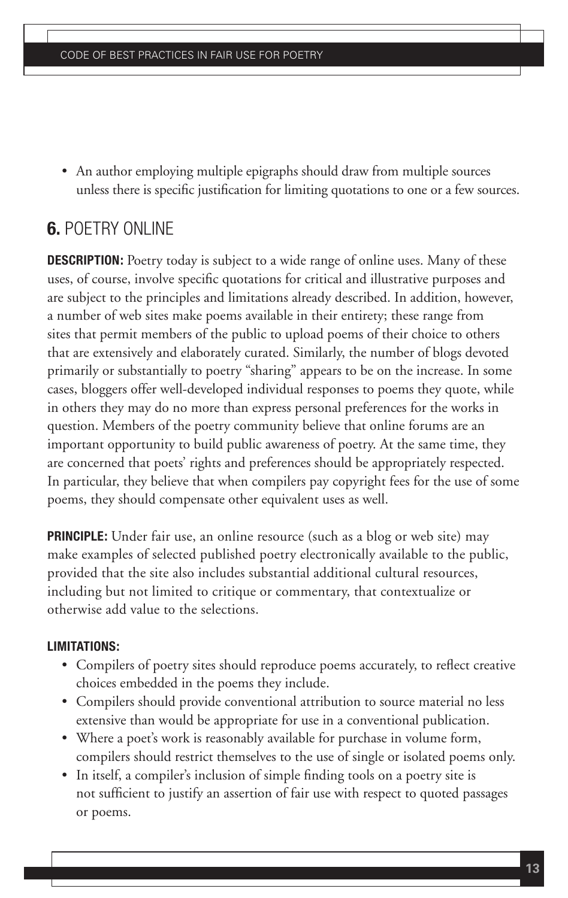- An author employing multiple epigraphs should draw from multiple sources unless there is specific justification for limiting quotations to one or a few sources.

## **6.** POETRY ONLINE

**DESCRIPTION:** Poetry today is subject to a wide range of online uses. Many of these uses, of course, involve specific quotations for critical and illustrative purposes and are subject to the principles and limitations already described. In addition, however, a number of web sites make poems available in their entirety; these range from sites that permit members of the public to upload poems of their choice to others that are extensively and elaborately curated. Similarly, the number of blogs devoted primarily or substantially to poetry "sharing" appears to be on the increase. In some cases, bloggers offer well-developed individual responses to poems they quote, while in others they may do no more than express personal preferences for the works in question. Members of the poetry community believe that online forums are an important opportunity to build public awareness of poetry. At the same time, they are concerned that poets' rights and preferences should be appropriately respected. In particular, they believe that when compilers pay copyright fees for the use of some poems, they should compensate other equivalent uses as well.

**PRINCIPLE:** Under fair use, an online resource (such as a blog or web site) may make examples of selected published poetry electronically available to the public, provided that the site also includes substantial additional cultural resources, including but not limited to critique or commentary, that contextualize or otherwise add value to the selections.

**LIMITATIONS:**

- Compilers of poetry sites should reproduce poems accurately, to reflect creative choices embedded in the poems they include.
- Compilers should provide conventional attribution to source material no less extensive than would be appropriate for use in a conventional publication.
- Where a poet's work is reasonably available for purchase in volume form, compilers should restrict themselves to the use of single or isolated poems only.
- In itself, a compiler's inclusion of simple finding tools on a poetry site is not sufficient to justify an assertion of fair use with respect to quoted passages or poems.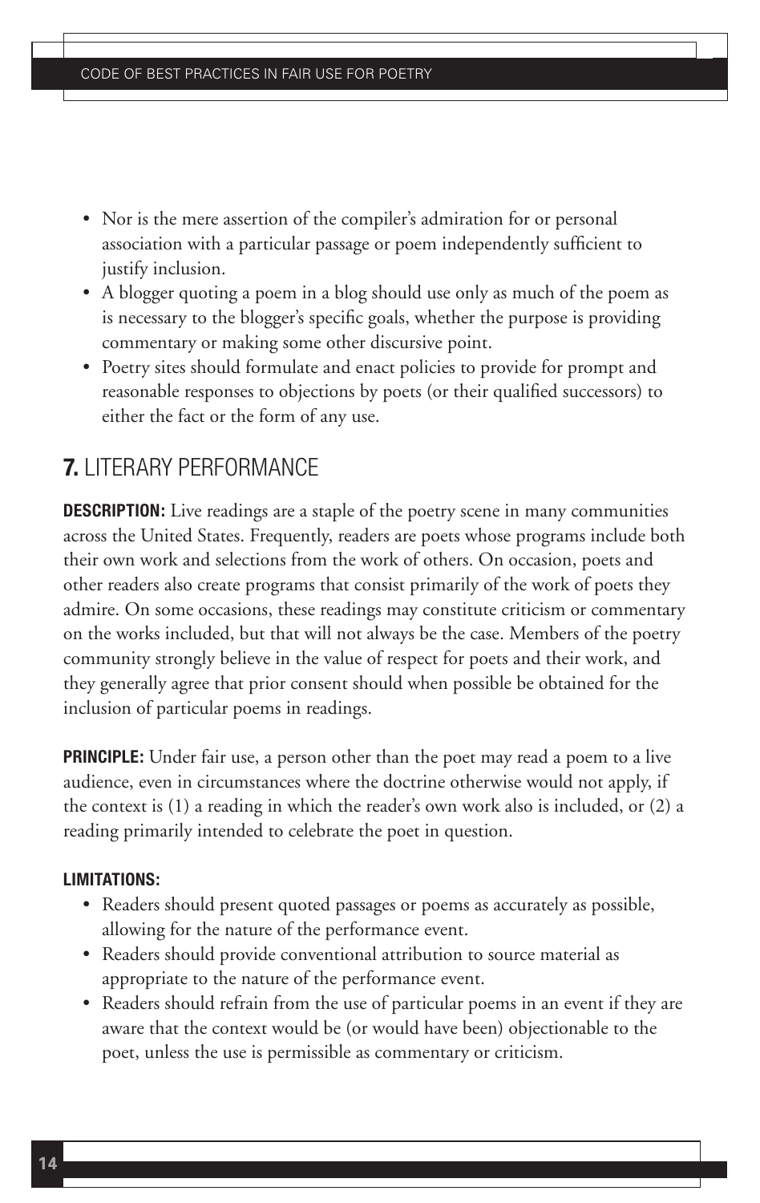- Nor is the mere assertion of the compiler's admiration for or personal association with a particular passage or poem independently sufficient to justify inclusion.
- A blogger quoting a poem in a blog should use only as much of the poem as is necessary to the blogger's specific goals, whether the purpose is providing commentary or making some other discursive point.
- Poetry sites should formulate and enact policies to provide for prompt and reasonable responses to objections by poets (or their qualified successors) to either the fact or the form of any use.

## 7. LITERARY PERFORMANCE

**DESCRIPTION:** Live readings are a staple of the poetry scene in many communities across the United States. Frequently, readers are poets whose programs include both their own work and selections from the work of others. On occasion, poets and other readers also create programs that consist primarily of the work of poets they admire. On some occasions, these readings may constitute criticism or commentary on the works included, but that will not always be the case. Members of the poetry community strongly believe in the value of respect for poets and their work, and they generally agree that prior consent should when possible be obtained for the inclusion of particular poems in readings.

**PRINCIPLE:** Under fair use, a person other than the poet may read a poem to a live audience, even in circumstances where the doctrine otherwise would not apply, if the context is (1) a reading in which the reader's own work also is included, or (2) a reading primarily intended to celebrate the poet in question.

**LIMITATIONS:**

- Readers should present quoted passages or poems as accurately as possible, allowing for the nature of the performance event.
- Readers should provide conventional attribution to source material as appropriate to the nature of the performance event.
- Readers should refrain from the use of particular poems in an event if they are aware that the context would be (or would have been) objectionable to the poet, unless the use is permissible as commentary or criticism.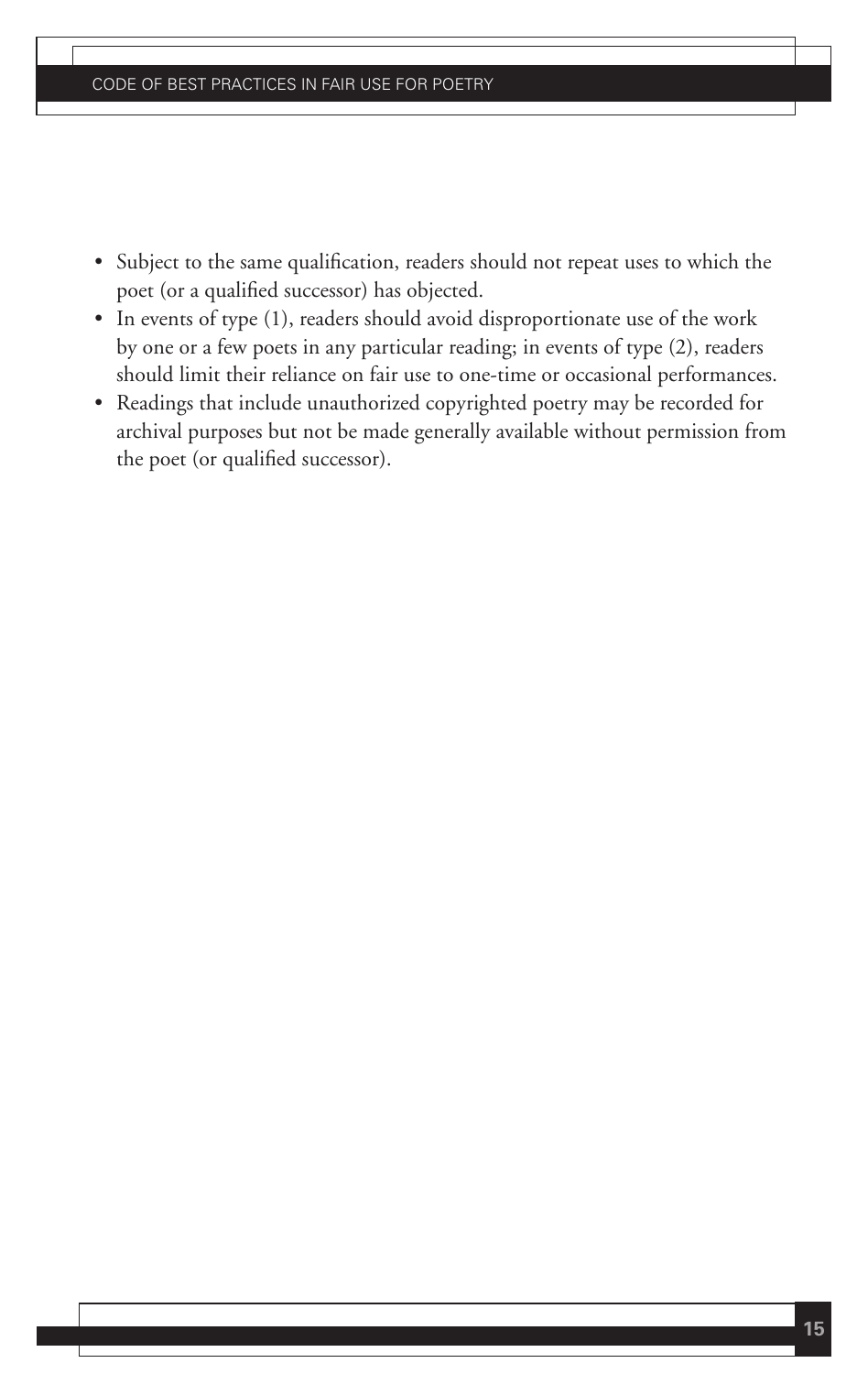- Subject to the same qualification, readers should not repeat uses to which the poet (or a qualified successor) has objected.
- In events of type (1), readers should avoid disproportionate use of the work by one or a few poets in any particular reading; in events of type (2), readers should limit their reliance on fair use to one-time or occasional performances.
- Readings that include unauthorized copyrighted poetry may be recorded for archival purposes but not be made generally available without permission from the poet (or qualified successor).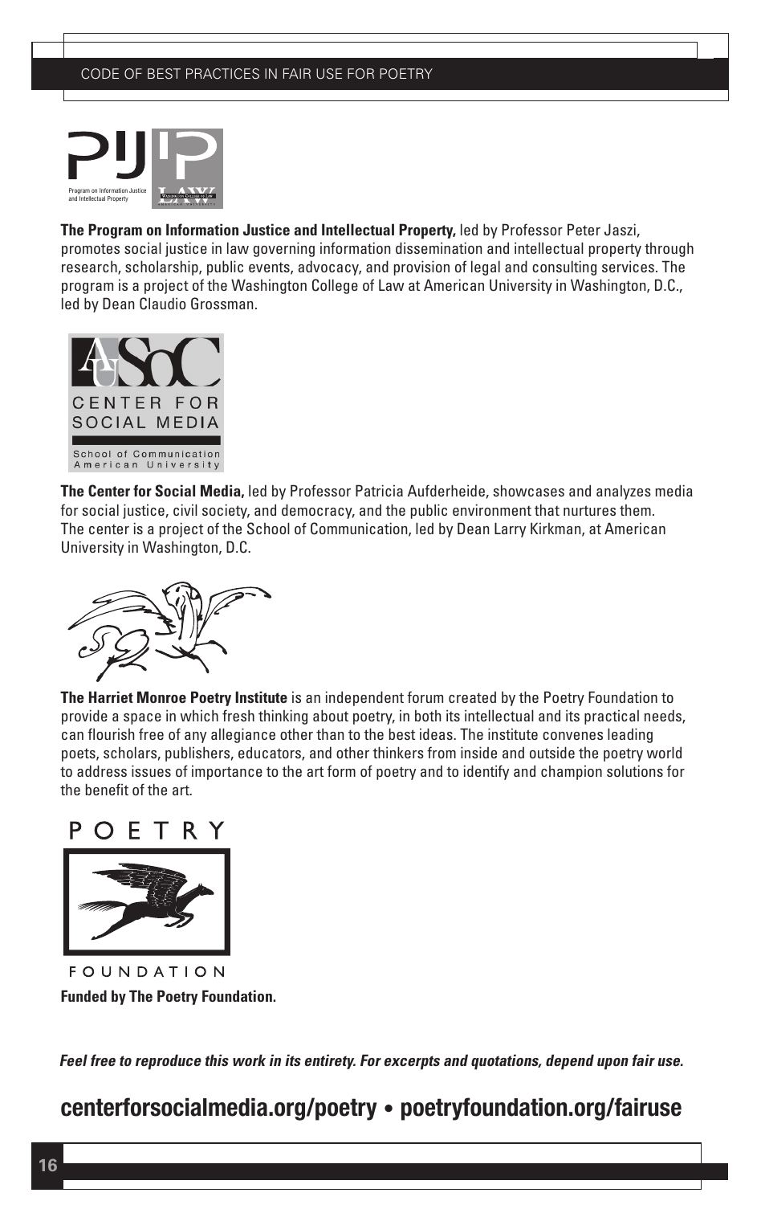**The Program on Information Justice and Intellectual Property,** led by Professor Peter Jaszi, promotes social justice in law governing information dissemination and intellectual property through research, scholarship, public events, advocacy, and provision of legal and consulting services. The program is a project of the Washington College of Law at American University in Washington, D.C., led by Dean Claudio Grossman.

**The Center for Social Media,** led by Professor Patricia Aufderheide, showcases and analyzes media for social justice, civil society, and democracy, and the public environment that nurtures them. The center is a project of the School of Communication, led by Dean Larry Kirkman, at American University in Washington, D.C.

**The Harriet Monroe Poetry Institute** is an independent forum created by the Poetry Foundation to provide a space in which fresh thinking about poetry, in both its intellectual and its practical needs, can flourish free of any allegiance other than to the best ideas. The institute convenes leading poets, scholars, publishers, educators, and other thinkers from inside and outside the poetry world to address issues of importance to the art form of poetry and to identify and champion solutions for the benefit of the art.

**Funded by The Poetry Foundation.**

***Feel free to reproduce this work in its entirety. For excerpts and quotations, depend upon fair use.***

## centerforsocialmedia.org/poetry • poetryfoundation.org/fairuse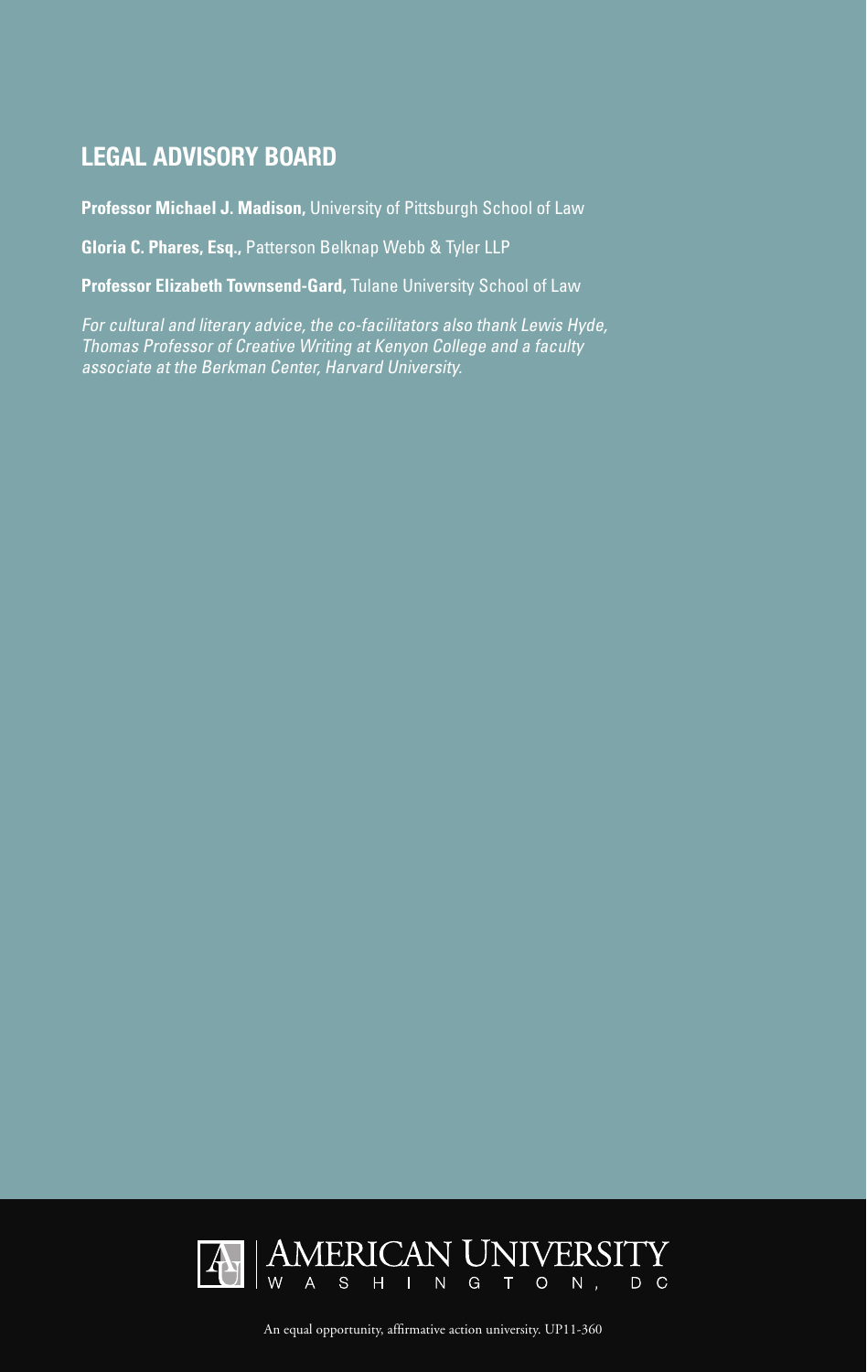## LEGAL ADVISORY BOARD

**Professor Michael J. Madison,** University of Pittsburgh School of Law

**Gloria C. Phares, Esq.,** Patterson Belknap Webb & Tyler LLP

**Professor Elizabeth Townsend-Gard,** Tulane University School of Law

*For cultural and literary advice, the co-facilitators also thank Lewis Hyde, Thomas Professor of Creative Writing at Kenyon College and a faculty associate at the Berkman Center, Harvard University.*

AMERICAN UNIVERSITY
WASHINGTON, DC

An equal opportunity, affirmative action university. UP11-360